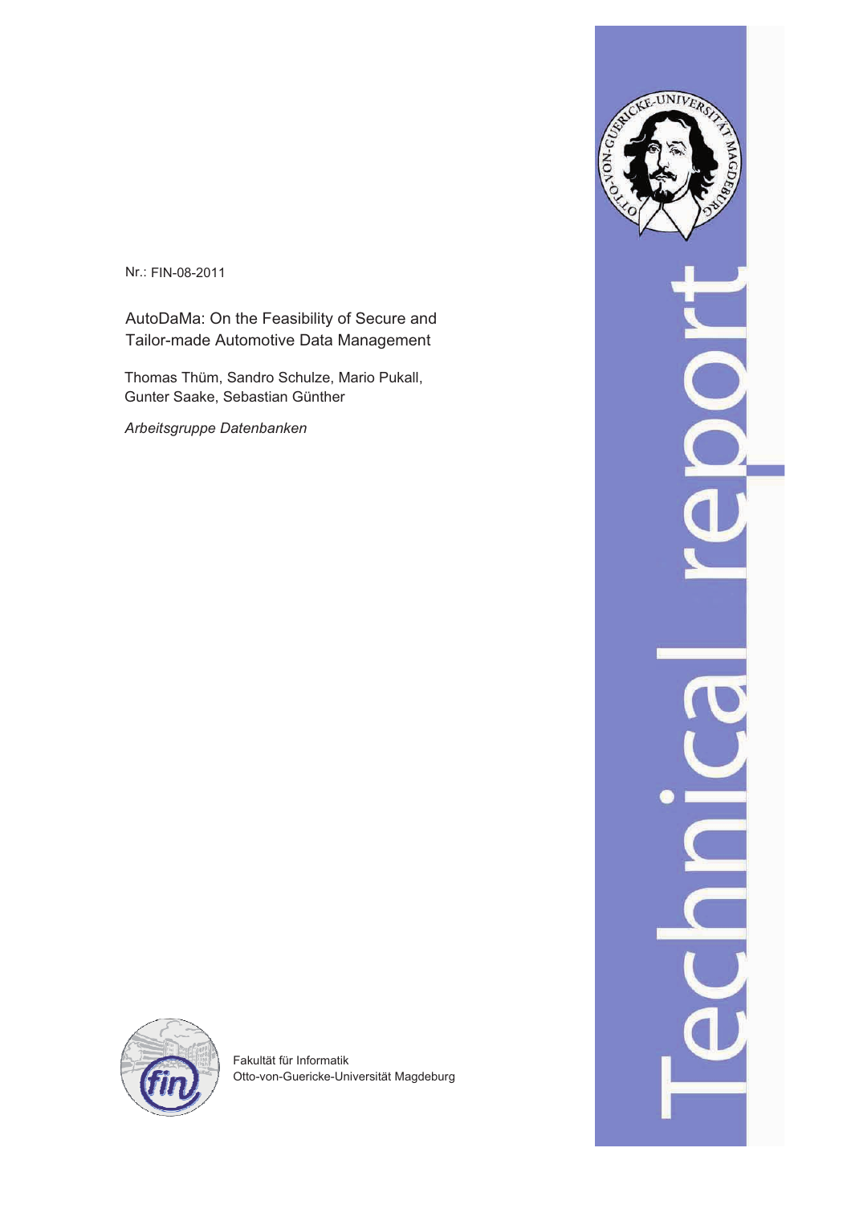Nr.: FIN-08-2011

# AutoDaMa: On the Feasibility of Secure and Tailor-made Automotive Data Management

Thomas Thüm, Sandro Schulze, Mario Pukall, Gunter Saake, Sebastian Günther

*Arbeitsgruppe Datenbanken*

Fakultät für Informatik
Otto-von-Guericke-Universität Magdeburg

Technical report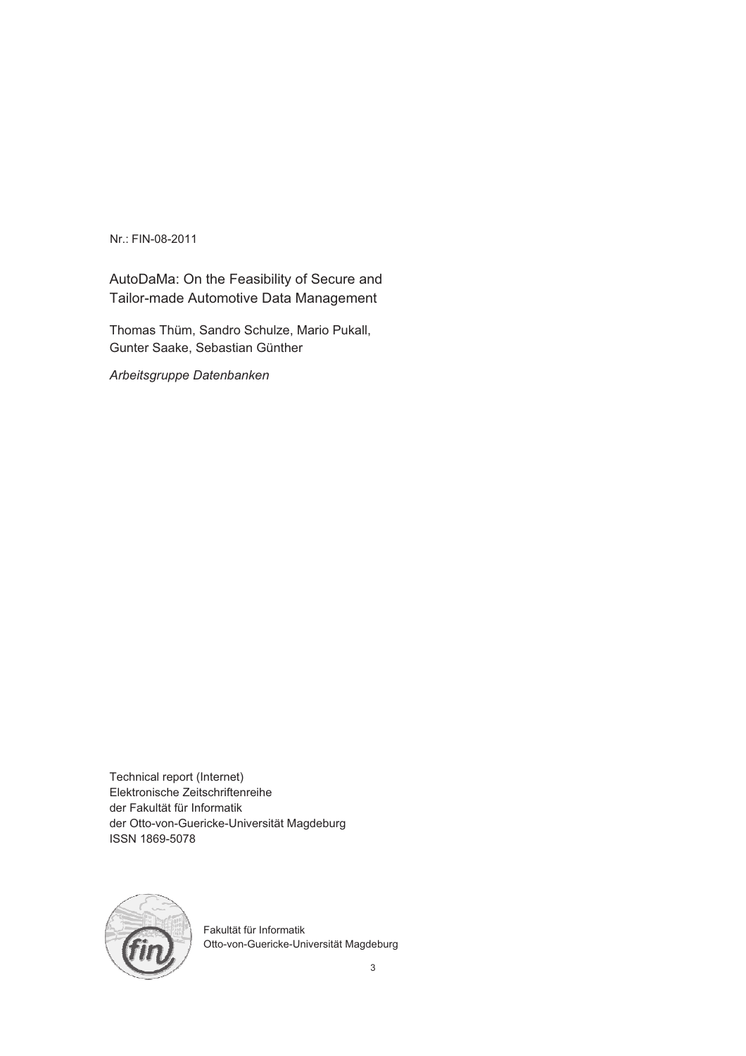Nr.: FIN-08-2011

# AutoDaMa: On the Feasibility of Secure and Tailor-made Automotive Data Management

Thomas Thüm, Sandro Schulze, Mario Pukall, Gunter Saake, Sebastian Günther

*Arbeitsgruppe Datenbanken*

Technical report (Internet)
Elektronische Zeitschriftenreihe
der Fakultät für Informatik
der Otto-von-Guericke-Universität Magdeburg
ISSN 1869-5078

Fakultät für Informatik
Otto-von-Guericke-Universität Magdeburg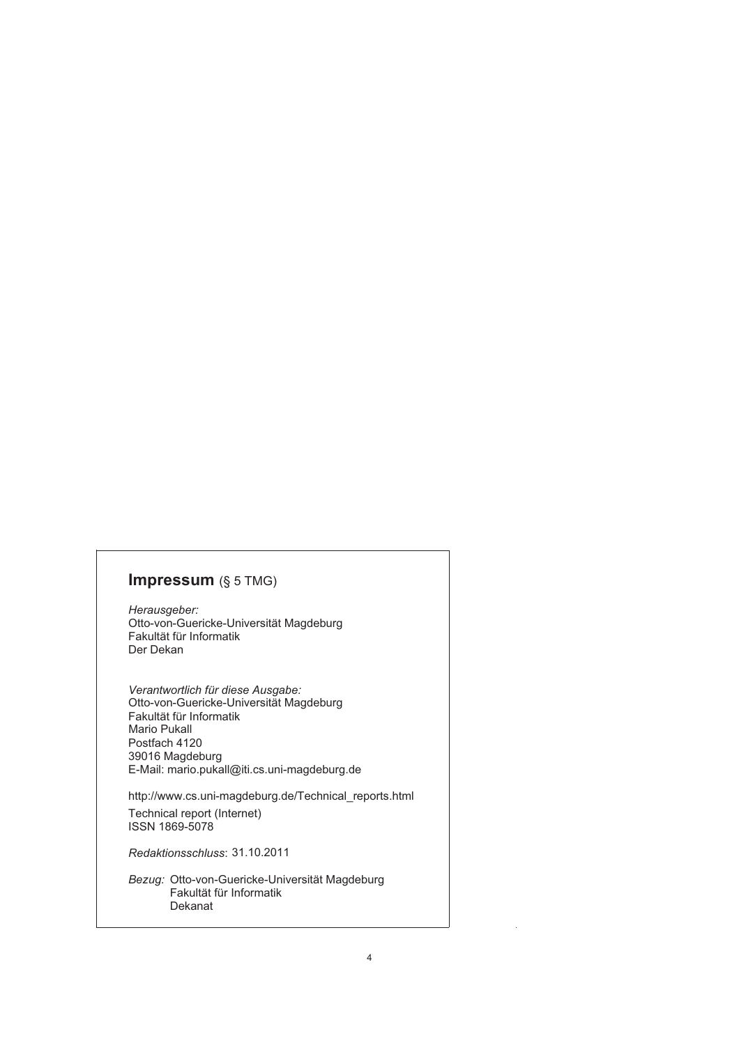## **Impressum** (§ 5 TMG)

*Herausgeber:*
Otto-von-Guericke-Universität Magdeburg
Fakultät für Informatik
Der Dekan

*Verantwortlich für diese Ausgabe:*
Otto-von-Guericke-Universität Magdeburg
Fakultät für Informatik
Mario Pukall
Postfach 4120
39016 Magdeburg
E-Mail: mario.pukall@iti.cs.uni-magdeburg.de

http://www.cs.uni-magdeburg.de/Technical_reports.html

Technical report (Internet)
ISSN 1869-5078

*Redaktionsschluss*: 31.10.2011

*Bezug:* Otto-von-Guericke-Universität Magdeburg
Fakultät für Informatik
Dekanat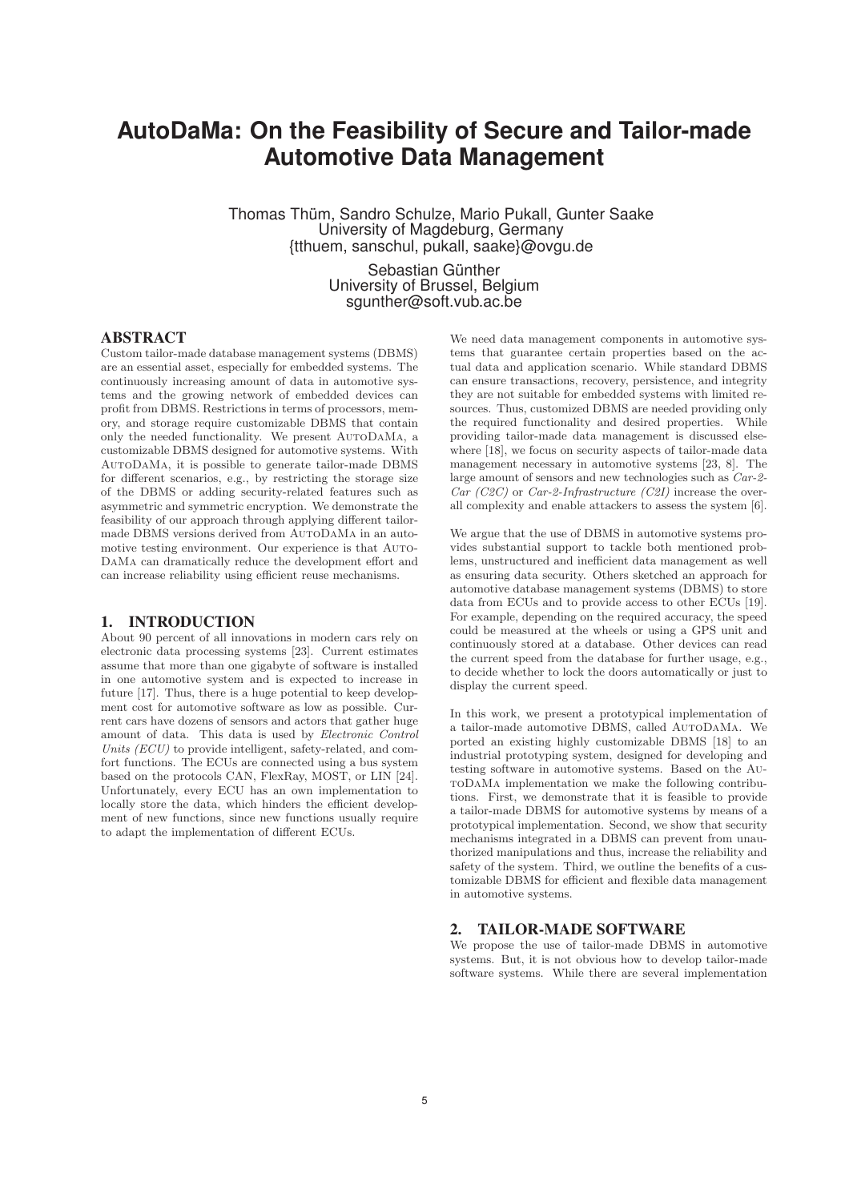# AutoDaMa: On the Feasibility of Secure and Tailor-made Automotive Data Management

Thomas Thüm, Sandro Schulze, Mario Pukall, Gunter Saake
University of Magdeburg, Germany
{tthuem, sanschul, pukall, saake}@ovgu.de

Sebastian Günther
University of Brussel, Belgium
sgunther@soft.vub.ac.be

## ABSTRACT

Custom tailor-made database management systems (DBMS) are an essential asset, especially for embedded systems. The continuously increasing amount of data in automotive systems and the growing network of embedded devices can profit from DBMS. Restrictions in terms of processors, memory, and storage require customizable DBMS that contain only the needed functionality. We present AutoDaMa, a customizable DBMS designed for automotive systems. With AutoDaMa, it is possible to generate tailor-made DBMS for different scenarios, e.g., by restricting the storage size of the DBMS or adding security-related features such as asymmetric and symmetric encryption. We demonstrate the feasibility of our approach through applying different tailor-made DBMS versions derived from AutoDaMa in an automotive testing environment. Our experience is that AutoDaMa can dramatically reduce the development effort and can increase reliability using efficient reuse mechanisms.

## 1. INTRODUCTION

About 90 percent of all innovations in modern cars rely on electronic data processing systems [23]. Current estimates assume that more than one gigabyte of software is installed in one automotive system and is expected to increase in future [17]. Thus, there is a huge potential to keep development cost for automotive software as low as possible. Current cars have dozens of sensors and actors that gather huge amount of data. This data is used by *Electronic Control Units (ECU)* to provide intelligent, safety-related, and comfort functions. The ECUs are connected using a bus system based on the protocols CAN, FlexRay, MOST, or LIN [24]. Unfortunately, every ECU has an own implementation to locally store the data, which hinders the efficient development of new functions, since new functions usually require to adapt the implementation of different ECUs.

We need data management components in automotive systems that guarantee certain properties based on the actual data and application scenario. While standard DBMS can ensure transactions, recovery, persistence, and integrity they are not suitable for embedded systems with limited resources. Thus, customized DBMS are needed providing only the required functionality and desired properties. While providing tailor-made data management is discussed elsewhere [18], we focus on security aspects of tailor-made data management necessary in automotive systems [23, 8]. The large amount of sensors and new technologies such as *Car-2-Car (C2C)* or *Car-2-Infrastructure (C2I)* increase the overall complexity and enable attackers to assess the system [6].

We argue that the use of DBMS in automotive systems provides substantial support to tackle both mentioned problems, unstructured and inefficient data management as well as ensuring data security. Others sketched an approach for automotive database management systems (DBMS) to store data from ECUs and to provide access to other ECUs [19]. For example, depending on the required accuracy, the speed could be measured at the wheels or using a GPS unit and continuously stored at a database. Other devices can read the current speed from the database for further usage, e.g., to decide whether to lock the doors automatically or just to display the current speed.

In this work, we present a prototypical implementation of a tailor-made automotive DBMS, called AutoDaMa. We ported an existing highly customizable DBMS [18] to an industrial prototyping system, designed for developing and testing software in automotive systems. Based on the AutoDaMa implementation we make the following contributions. First, we demonstrate that it is feasible to provide a tailor-made DBMS for automotive systems by means of a prototypical implementation. Second, we show that security mechanisms integrated in a DBMS can prevent from unauthorized manipulations and thus, increase the reliability and safety of the system. Third, we outline the benefits of a customizable DBMS for efficient and flexible data management in automotive systems.

## 2. TAILOR-MADE SOFTWARE

We propose the use of tailor-made DBMS in automotive systems. But, it is not obvious how to develop tailor-made software systems. While there are several implementation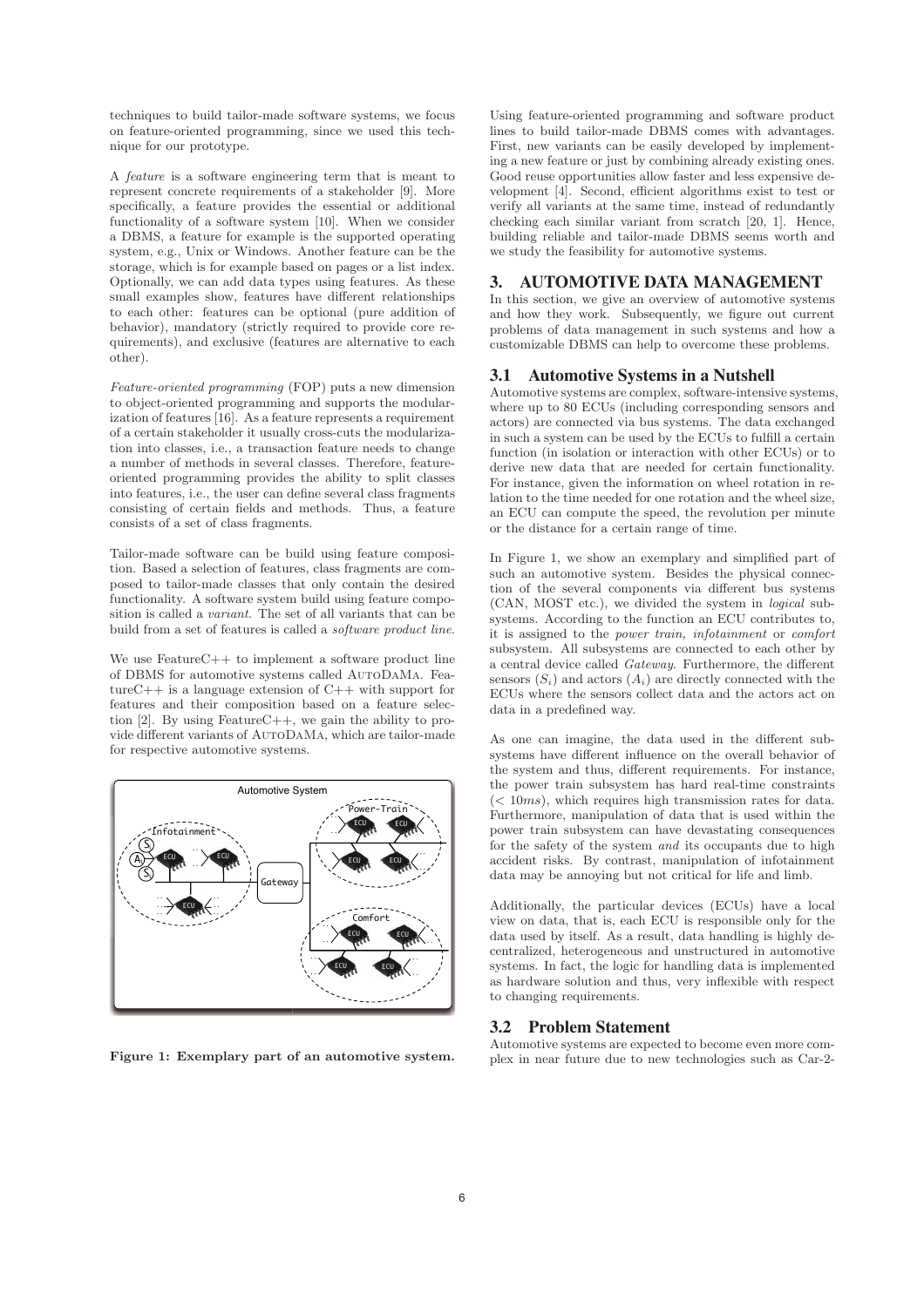techniques to build tailor-made software systems, we focus on feature-oriented programming, since we used this technique for our prototype.

A *feature* is a software engineering term that is meant to represent concrete requirements of a stakeholder [9]. More specifically, a feature provides the essential or additional functionality of a software system [10]. When we consider a DBMS, a feature for example is the supported operating system, e.g., Unix or Windows. Another feature can be the storage, which is for example based on pages or a list index. Optionally, we can add data types using features. As these small examples show, features have different relationships to each other: features can be optional (pure addition of behavior), mandatory (strictly required to provide core requirements), and exclusive (features are alternative to each other).

*Feature-oriented programming* (FOP) puts a new dimension to object-oriented programming and supports the modularization of features [16]. As a feature represents a requirement of a certain stakeholder it usually cross-cuts the modularization into classes, i.e., a transaction feature needs to change a number of methods in several classes. Therefore, feature-oriented programming provides the ability to split classes into features, i.e., the user can define several class fragments consisting of certain fields and methods. Thus, a feature consists of a set of class fragments.

Tailor-made software can be build using feature composition. Based a selection of features, class fragments are composed to tailor-made classes that only contain the desired functionality. A software system build using feature composition is called a *variant*. The set of all variants that can be build from a set of features is called a *software product line*.

We use FeatureC++ to implement a software product line of DBMS for automotive systems called AutoDaMa. FeatureC++ is a language extension of C++ with support for features and their composition based on a feature selection [2]. By using FeatureC++, we gain the ability to provide different variants of AutoDaMa, which are tailor-made for respective automotive systems.

**Figure 1: Exemplary part of an automotive system.**

Using feature-oriented programming and software product lines to build tailor-made DBMS comes with advantages. First, new variants can be easily developed by implementing a new feature or just by combining already existing ones. Good reuse opportunities allow faster and less expensive development [4]. Second, efficient algorithms exist to test or verify all variants at the same time, instead of redundantly checking each similar variant from scratch [20, 1]. Hence, building reliable and tailor-made DBMS seems worth and we study the feasibility for automotive systems.

## 3. AUTOMOTIVE DATA MANAGEMENT

In this section, we give an overview of automotive systems and how they work. Subsequently, we figure out current problems of data management in such systems and how a customizable DBMS can help to overcome these problems.

### 3.1 Automotive Systems in a Nutshell

Automotive systems are complex, software-intensive systems, where up to 80 ECUs (including corresponding sensors and actors) are connected via bus systems. The data exchanged in such a system can be used by the ECUs to fulfill a certain function (in isolation or interaction with other ECUs) or to derive new data that are needed for certain functionality. For instance, given the information on wheel rotation in relation to the time needed for one rotation and the wheel size, an ECU can compute the speed, the revolution per minute or the distance for a certain range of time.

In Figure 1, we show an exemplary and simplified part of such an automotive system. Besides the physical connection of the several components via different bus systems (CAN, MOST etc.), we divided the system in *logical* subsystems. According to the function an ECU contributes to, it is assigned to the *power train, infotainment* or *comfort* subsystem. All subsystems are connected to each other by a central device called *Gateway*. Furthermore, the different sensors ($S_i$) and actors ($A_i$) are directly connected with the ECUs where the sensors collect data and the actors act on data in a predefined way.

As one can imagine, the data used in the different subsystems have different influence on the overall behavior of the system and thus, different requirements. For instance, the power train subsystem has hard real-time constraints ($< 10ms$), which requires high transmission rates for data. Furthermore, manipulation of data that is used within the power train subsystem can have devastating consequences for the safety of the system *and* its occupants due to high accident risks. By contrast, manipulation of infotainment data may be annoying but not critical for life and limb.

Additionally, the particular devices (ECUs) have a local view on data, that is, each ECU is responsible only for the data used by itself. As a result, data handling is highly decentralized, heterogeneous and unstructured in automotive systems. In fact, the logic for handling data is implemented as hardware solution and thus, very inflexible with respect to changing requirements.

### 3.2 Problem Statement

Automotive systems are expected to become even more complex in near future due to new technologies such as Car-2-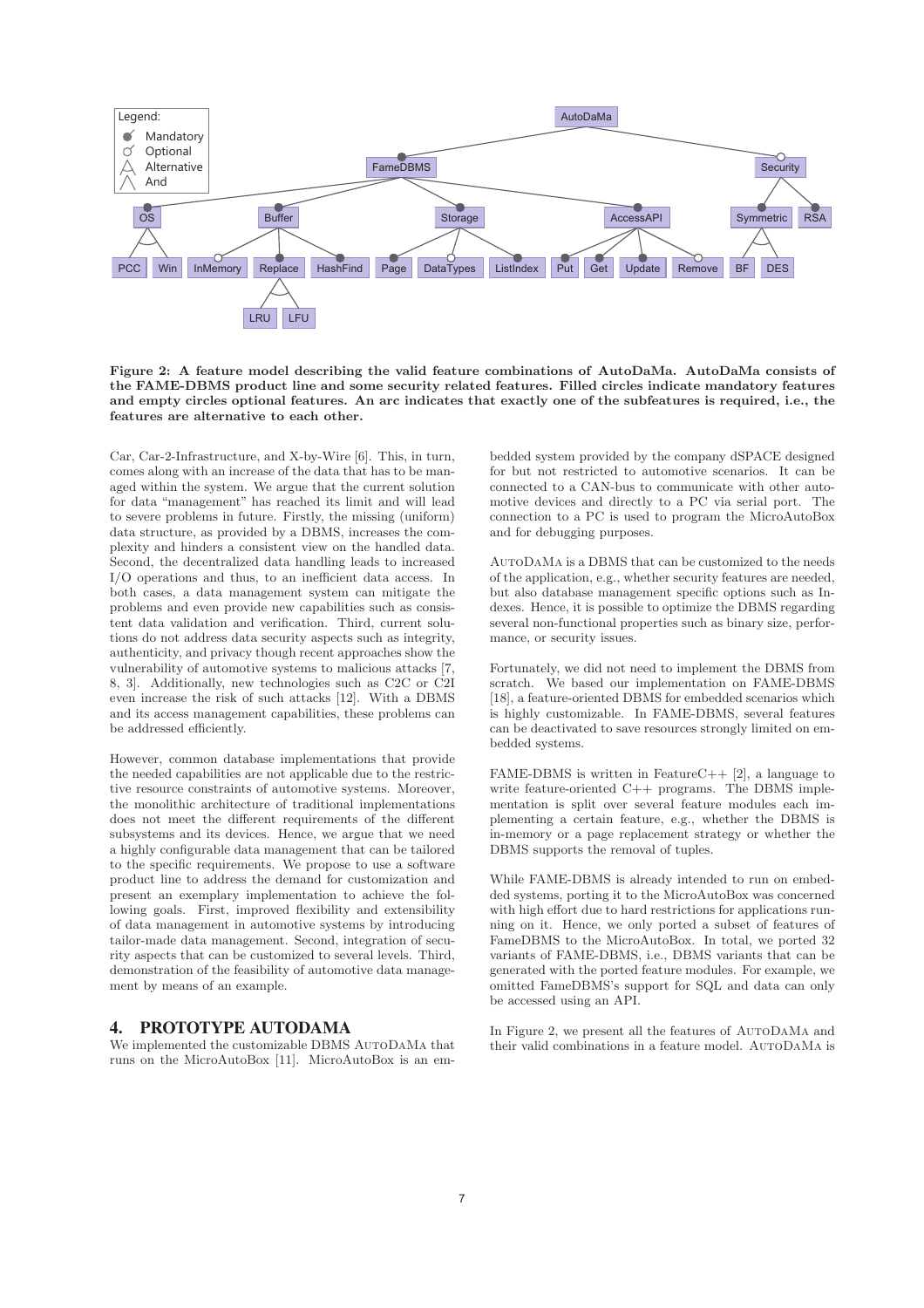**Figure 2: A feature model describing the valid feature combinations of AutoDaMa. AutoDaMa consists of the FAME-DBMS product line and some security related features. Filled circles indicate mandatory features and empty circles optional features. An arc indicates that exactly one of the subfeatures is required, i.e., the features are alternative to each other.**

Car, Car-2-Infrastructure, and X-by-Wire [6]. This, in turn, comes along with an increase of the data that has to be managed within the system. We argue that the current solution for data "management" has reached its limit and will lead to severe problems in future. Firstly, the missing (uniform) data structure, as provided by a DBMS, increases the complexity and hinders a consistent view on the handled data. Second, the decentralized data handling leads to increased I/O operations and thus, to an inefficient data access. In both cases, a data management system can mitigate the problems and even provide new capabilities such as consistent data validation and verification. Third, current solutions do not address data security aspects such as integrity, authenticity, and privacy though recent approaches show the vulnerability of automotive systems to malicious attacks [7, 8, 3]. Additionally, new technologies such as C2C or C2I even increase the risk of such attacks [12]. With a DBMS and its access management capabilities, these problems can be addressed efficiently.

However, common database implementations that provide the needed capabilities are not applicable due to the restrictive resource constraints of automotive systems. Moreover, the monolithic architecture of traditional implementations does not meet the different requirements of the different subsystems and its devices. Hence, we argue that we need a highly configurable data management that can be tailored to the specific requirements. We propose to use a software product line to address the demand for customization and present an exemplary implementation to achieve the following goals. First, improved flexibility and extensibility of data management in automotive systems by introducing tailor-made data management. Second, integration of security aspects that can be customized to several levels. Third, demonstration of the feasibility of automotive data management by means of an example.

## 4. PROTOTYPE AUTODAMA

We implemented the customizable DBMS AutoDaMa that runs on the MicroAutoBox [11]. MicroAutoBox is an embedded system provided by the company dSPACE designed for but not restricted to automotive scenarios. It can be connected to a CAN-bus to communicate with other automotive devices and directly to a PC via serial port. The connection to a PC is used to program the MicroAutoBox and for debugging purposes.

AutoDaMa is a DBMS that can be customized to the needs of the application, e.g., whether security features are needed, but also database management specific options such as Indexes. Hence, it is possible to optimize the DBMS regarding several non-functional properties such as binary size, performance, or security issues.

Fortunately, we did not need to implement the DBMS from scratch. We based our implementation on FAME-DBMS [18], a feature-oriented DBMS for embedded scenarios which is highly customizable. In FAME-DBMS, several features can be deactivated to save resources strongly limited on embedded systems.

FAME-DBMS is written in FeatureC++ [2], a language to write feature-oriented C++ programs. The DBMS implementation is split over several feature modules each implementing a certain feature, e.g., whether the DBMS is in-memory or a page replacement strategy or whether the DBMS supports the removal of tuples.

While FAME-DBMS is already intended to run on embedded systems, porting it to the MicroAutoBox was concerned with high effort due to hard restrictions for applications running on it. Hence, we only ported a subset of features of FameDBMS to the MicroAutoBox. In total, we ported 32 variants of FAME-DBMS, i.e., DBMS variants that can be generated with the ported feature modules. For example, we omitted FameDBMS's support for SQL and data can only be accessed using an API.

In Figure 2, we present all the features of AutoDaMa and their valid combinations in a feature model. AutoDaMa is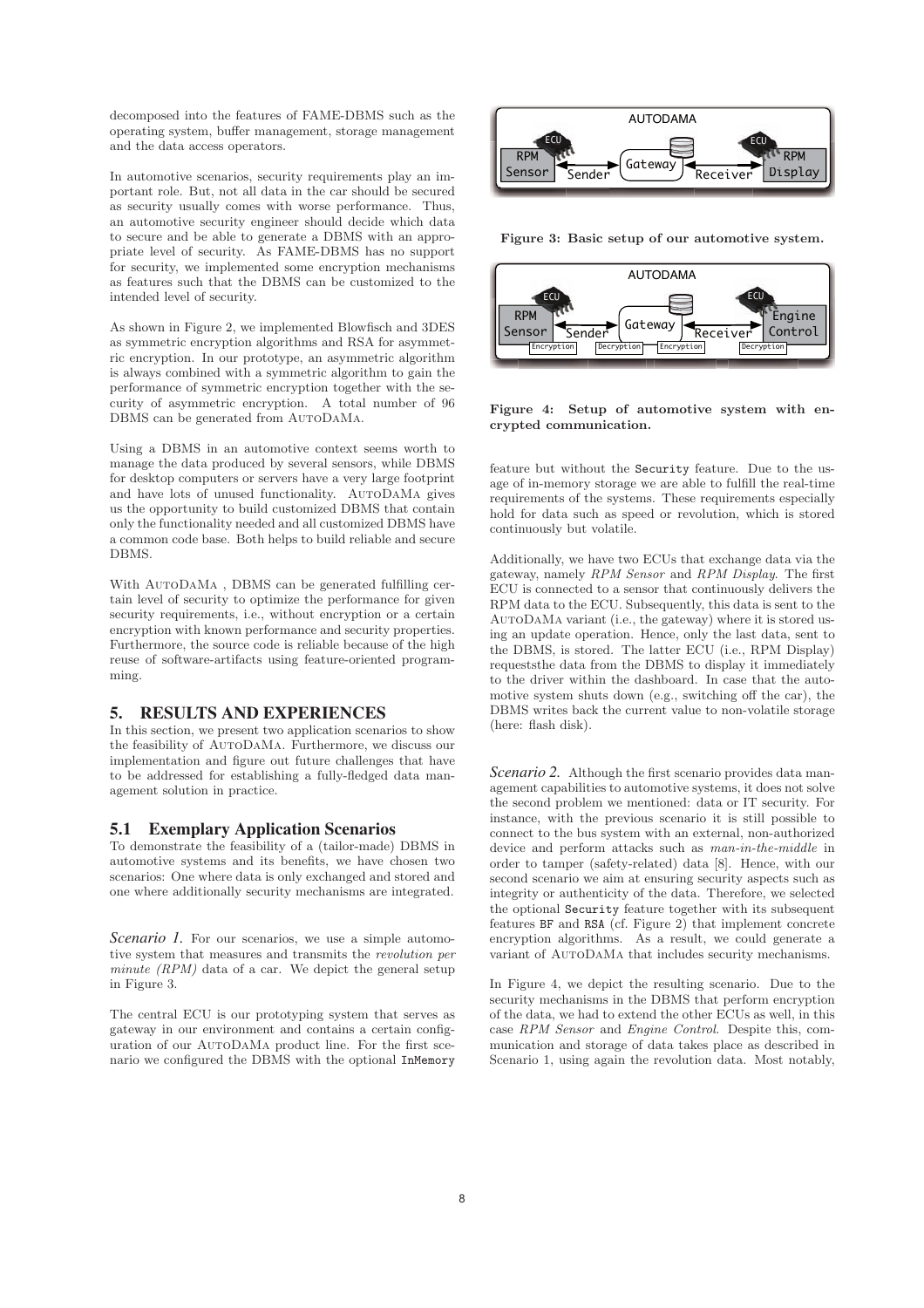decomposed into the features of FAME-DBMS such as the operating system, buffer management, storage management and the data access operators.

In automotive scenarios, security requirements play an important role. But, not all data in the car should be secured as security usually comes with worse performance. Thus, an automotive security engineer should decide which data to secure and be able to generate a DBMS with an appropriate level of security. As FAME-DBMS has no support for security, we implemented some encryption mechanisms as features such that the DBMS can be customized to the intended level of security.

As shown in Figure 2, we implemented Blowfisch and 3DES as symmetric encryption algorithms and RSA for asymmetric encryption. In our prototype, an asymmetric algorithm is always combined with a symmetric algorithm to gain the performance of symmetric encryption together with the security of asymmetric encryption. A total number of 96 DBMS can be generated from AutoDaMa.

Using a DBMS in an automotive context seems worth to manage the data produced by several sensors, while DBMS for desktop computers or servers have a very large footprint and have lots of unused functionality. AutoDaMa gives us the opportunity to build customized DBMS that contain only the functionality needed and all customized DBMS have a common code base. Both helps to build reliable and secure DBMS.

With AutoDaMa , DBMS can be generated fulfilling certain level of security to optimize the performance for given security requirements, i.e., without encryption or a certain encryption with known performance and security properties. Furthermore, the source code is reliable because of the high reuse of software-artifacts using feature-oriented programming.

## 5. RESULTS AND EXPERIENCES

In this section, we present two application scenarios to show the feasibility of AutoDaMa. Furthermore, we discuss our implementation and figure out future challenges that have to be addressed for establishing a fully-fledged data management solution in practice.

### 5.1 Exemplary Application Scenarios

To demonstrate the feasibility of a (tailor-made) DBMS in automotive systems and its benefits, we have chosen two scenarios: One where data is only exchanged and stored and one where additionally security mechanisms are integrated.

***Scenario 1.*** For our scenarios, we use a simple automotive system that measures and transmits the *revolution per minute (RPM)* data of a car. We depict the general setup in Figure 3.

The central ECU is our prototyping system that serves as gateway in our environment and contains a certain configuration of our AutoDaMa product line. For the first scenario we configured the DBMS with the optional `InMemory` feature but without the `Security` feature. Due to the usage of in-memory storage we are able to fulfill the real-time requirements of the systems. These requirements especially hold for data such as speed or revolution, which is stored continuously but volatile.

**Figure 3: Basic setup of our automotive system.**

**Figure 4: Setup of automotive system with encrypted communication.**

Additionally, we have two ECUs that exchange data via the gateway, namely *RPM Sensor* and *RPM Display*. The first ECU is connected to a sensor that continuously delivers the RPM data to the ECU. Subsequently, this data is sent to the AutoDaMa variant (i.e., the gateway) where it is stored using an update operation. Hence, only the last data, sent to the DBMS, is stored. The latter ECU (i.e., RPM Display) requeststhe data from the DBMS to display it immediately to the driver within the dashboard. In case that the automotive system shuts down (e.g., switching off the car), the DBMS writes back the current value to non-volatile storage (here: flash disk).

***Scenario 2.*** Although the first scenario provides data management capabilities to automotive systems, it does not solve the second problem we mentioned: data or IT security. For instance, with the previous scenario it is still possible to connect to the bus system with an external, non-authorized device and perform attacks such as *man-in-the-middle* in order to tamper (safety-related) data [8]. Hence, with our second scenario we aim at ensuring security aspects such as integrity or authenticity of the data. Therefore, we selected the optional `Security` feature together with its subsequent features `BF` and `RSA` (cf. Figure 2) that implement concrete encryption algorithms. As a result, we could generate a variant of AutoDaMa that includes security mechanisms.

In Figure 4, we depict the resulting scenario. Due to the security mechanisms in the DBMS that perform encryption of the data, we had to extend the other ECUs as well, in this case *RPM Sensor* and *Engine Control*. Despite this, communication and storage of data takes place as described in Scenario 1, using again the revolution data. Most notably,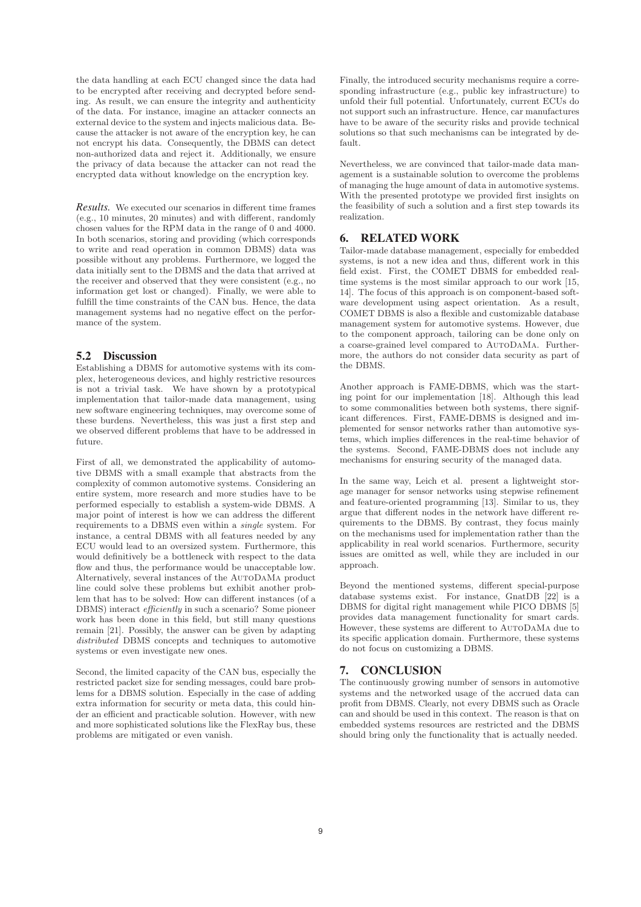the data handling at each ECU changed since the data had to be encrypted after receiving and decrypted before sending. As result, we can ensure the integrity and authenticity of the data. For instance, imagine an attacker connects an external device to the system and injects malicious data. Because the attacker is not aware of the encryption key, he can not encrypt his data. Consequently, the DBMS can detect non-authorized data and reject it. Additionally, we ensure the privacy of data because the attacker can not read the encrypted data without knowledge on the encryption key.

***Results.*** We executed our scenarios in different time frames (e.g., 10 minutes, 20 minutes) and with different, randomly chosen values for the RPM data in the range of 0 and 4000. In both scenarios, storing and providing (which corresponds to write and read operation in common DBMS) data was possible without any problems. Furthermore, we logged the data initially sent to the DBMS and the data that arrived at the receiver and observed that they were consistent (e.g., no information get lost or changed). Finally, we were able to fulfill the time constraints of the CAN bus. Hence, the data management systems had no negative effect on the performance of the system.

### 5.2 Discussion

Establishing a DBMS for automotive systems with its complex, heterogeneous devices, and highly restrictive resources is not a trivial task. We have shown by a prototypical implementation that tailor-made data management, using new software engineering techniques, may overcome some of these burdens. Nevertheless, this was just a first step and we observed different problems that have to be addressed in future.

First of all, we demonstrated the applicability of automotive DBMS with a small example that abstracts from the complexity of common automotive systems. Considering an entire system, more research and more studies have to be performed especially to establish a system-wide DBMS. A major point of interest is how we can address the different requirements to a DBMS even within a *single* system. For instance, a central DBMS with all features needed by any ECU would lead to an oversized system. Furthermore, this would definitively be a bottleneck with respect to the data flow and thus, the performance would be unacceptable low. Alternatively, several instances of the AutoDaMa product line could solve these problems but exhibit another problem that has to be solved: How can different instances (of a DBMS) interact *efficiently* in such a scenario? Some pioneer work has been done in this field, but still many questions remain [21]. Possibly, the answer can be given by adapting *distributed* DBMS concepts and techniques to automotive systems or even investigate new ones.

Second, the limited capacity of the CAN bus, especially the restricted packet size for sending messages, could bare problems for a DBMS solution. Especially in the case of adding extra information for security or meta data, this could hinder an efficient and practicable solution. However, with new and more sophisticated solutions like the FlexRay bus, these problems are mitigated or even vanish.

Finally, the introduced security mechanisms require a corresponding infrastructure (e.g., public key infrastructure) to unfold their full potential. Unfortunately, current ECUs do not support such an infrastructure. Hence, car manufactures have to be aware of the security risks and provide technical solutions so that such mechanisms can be integrated by default.

Nevertheless, we are convinced that tailor-made data management is a sustainable solution to overcome the problems of managing the huge amount of data in automotive systems. With the presented prototype we provided first insights on the feasibility of such a solution and a first step towards its realization.

## 6. RELATED WORK

Tailor-made database management, especially for embedded systems, is not a new idea and thus, different work in this field exist. First, the COMET DBMS for embedded real-time systems is the most similar approach to our work [15, 14]. The focus of this approach is on component-based software development using aspect orientation. As a result, COMET DBMS is also a flexible and customizable database management system for automotive systems. However, due to the component approach, tailoring can be done only on a coarse-grained level compared to AutoDaMa. Furthermore, the authors do not consider data security as part of the DBMS.

Another approach is FAME-DBMS, which was the starting point for our implementation [18]. Although this lead to some commonalities between both systems, there significant differences. First, FAME-DBMS is designed and implemented for sensor networks rather than automotive systems, which implies differences in the real-time behavior of the systems. Second, FAME-DBMS does not include any mechanisms for ensuring security of the managed data.

In the same way, Leich et al. present a lightweight storage manager for sensor networks using stepwise refinement and feature-oriented programming [13]. Similar to us, they argue that different nodes in the network have different requirements to the DBMS. By contrast, they focus mainly on the mechanisms used for implementation rather than the applicability in real world scenarios. Furthermore, security issues are omitted as well, while they are included in our approach.

Beyond the mentioned systems, different special-purpose database systems exist. For instance, GnatDB [22] is a DBMS for digital right management while PICO DBMS [5] provides data management functionality for smart cards. However, these systems are different to AutoDaMa due to its specific application domain. Furthermore, these systems do not focus on customizing a DBMS.

## 7. CONCLUSION

The continuously growing number of sensors in automotive systems and the networked usage of the accrued data can profit from DBMS. Clearly, not every DBMS such as Oracle can and should be used in this context. The reason is that on embedded systems resources are restricted and the DBMS should bring only the functionality that is actually needed.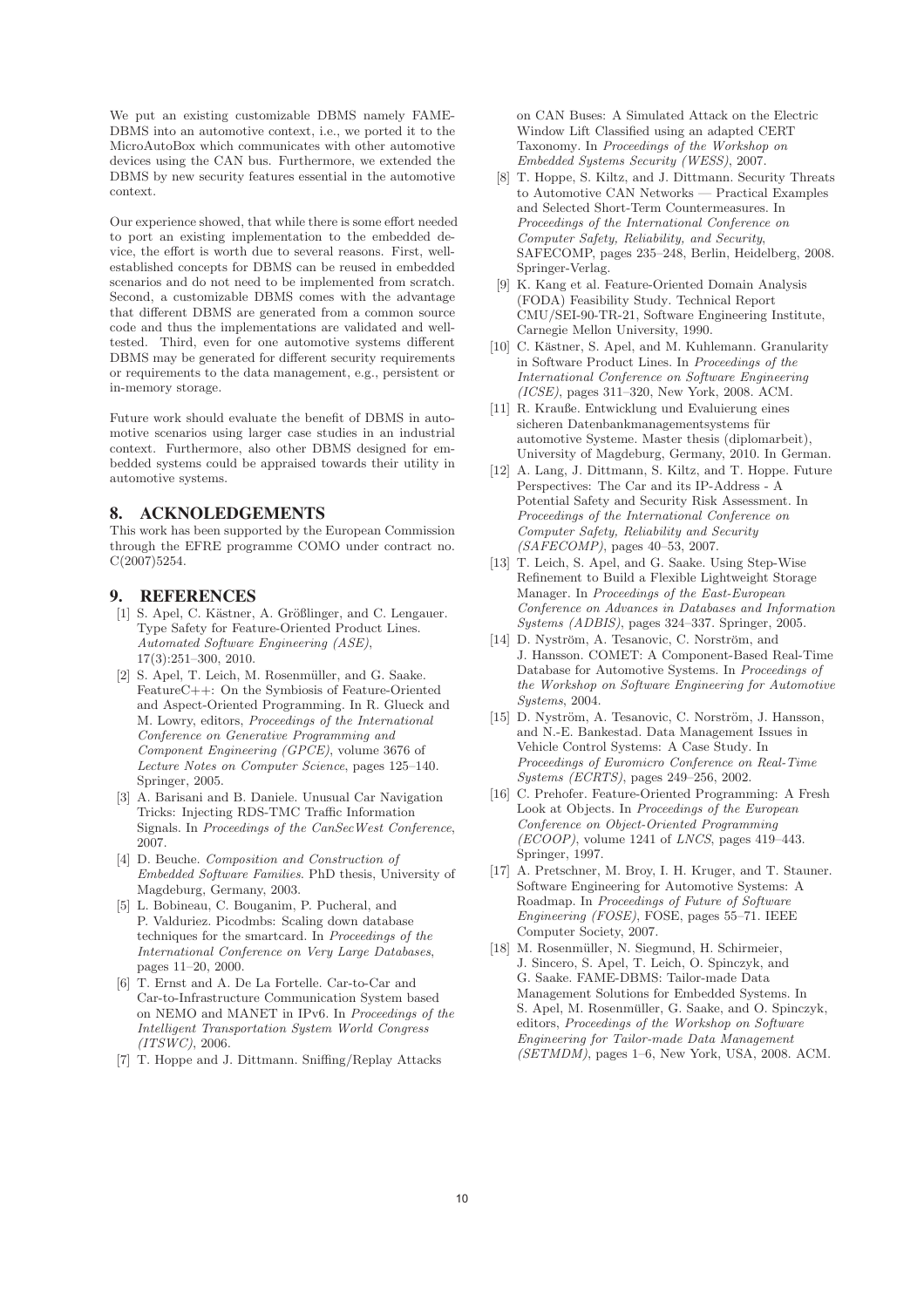We put an existing customizable DBMS namely FAME-DBMS into an automotive context, i.e., we ported it to the MicroAutoBox which communicates with other automotive devices using the CAN bus. Furthermore, we extended the DBMS by new security features essential in the automotive context.

Our experience showed, that while there is some effort needed to port an existing implementation to the embedded device, the effort is worth due to several reasons. First, well-established concepts for DBMS can be reused in embedded scenarios and do not need to be implemented from scratch. Second, a customizable DBMS comes with the advantage that different DBMS are generated from a common source code and thus the implementations are validated and well-tested. Third, even for one automotive systems different DBMS may be generated for different security requirements or requirements to the data management, e.g., persistent or in-memory storage.

Future work should evaluate the benefit of DBMS in automotive scenarios using larger case studies in an industrial context. Furthermore, also other DBMS designed for embedded systems could be appraised towards their utility in automotive systems.

## 8. ACKNOLEDGEMENTS

This work has been supported by the European Commission through the EFRE programme COMO under contract no. C(2007)5254.

## 9. REFERENCES

[1] S. Apel, C. Kästner, A. Größlinger, and C. Lengauer. Type Safety for Feature-Oriented Product Lines. *Automated Software Engineering (ASE)*, 17(3):251–300, 2010.

[2] S. Apel, T. Leich, M. Rosenmüller, and G. Saake. FeatureC++: On the Symbiosis of Feature-Oriented and Aspect-Oriented Programming. In R. Glueck and M. Lowry, editors, *Proceedings of the International Conference on Generative Programming and Component Engineering (GPCE)*, volume 3676 of *Lecture Notes on Computer Science*, pages 125–140. Springer, 2005.

[3] A. Barisani and B. Daniele. Unusual Car Navigation Tricks: Injecting RDS-TMC Traffic Information Signals. In *Proceedings of the CanSecWest Conference*, 2007.

[4] D. Beuche. *Composition and Construction of Embedded Software Families*. PhD thesis, University of Magdeburg, Germany, 2003.

[5] L. Bobineau, C. Bouganim, P. Pucheral, and P. Valduriez. Picodmbs: Scaling down database techniques for the smartcard. In *Proceedings of the International Conference on Very Large Databases*, pages 11–20, 2000.

[6] T. Ernst and A. De La Fortelle. Car-to-Car and Car-to-Infrastructure Communication System based on NEMO and MANET in IPv6. In *Proceedings of the Intelligent Transportation System World Congress (ITSWC)*, 2006.

[7] T. Hoppe and J. Dittmann. Sniffing/Replay Attacks on CAN Buses: A Simulated Attack on the Electric Window Lift Classified using an adapted CERT Taxonomy. In *Proceedings of the Workshop on Embedded Systems Security (WESS)*, 2007.

[8] T. Hoppe, S. Kiltz, and J. Dittmann. Security Threats to Automotive CAN Networks — Practical Examples and Selected Short-Term Countermeasures. In *Proceedings of the International Conference on Computer Safety, Reliability, and Security*, SAFECOMP, pages 235–248, Berlin, Heidelberg, 2008. Springer-Verlag.

[9] K. Kang et al. Feature-Oriented Domain Analysis (FODA) Feasibility Study. Technical Report CMU/SEI-90-TR-21, Software Engineering Institute, Carnegie Mellon University, 1990.

[10] C. Kästner, S. Apel, and M. Kuhlemann. Granularity in Software Product Lines. In *Proceedings of the International Conference on Software Engineering (ICSE)*, pages 311–320, New York, 2008. ACM.

[11] R. Krauße. Entwicklung und Evaluierung eines sicheren Datenbankmanagementsystems für automotive Systeme. Master thesis (diplomarbeit), University of Magdeburg, Germany, 2010. In German.

[12] A. Lang, J. Dittmann, S. Kiltz, and T. Hoppe. Future Perspectives: The Car and its IP-Address - A Potential Safety and Security Risk Assessment. In *Proceedings of the International Conference on Computer Safety, Reliability and Security (SAFECOMP)*, pages 40–53, 2007.

[13] T. Leich, S. Apel, and G. Saake. Using Step-Wise Refinement to Build a Flexible Lightweight Storage Manager. In *Proceedings of the East-European Conference on Advances in Databases and Information Systems (ADBIS)*, pages 324–337. Springer, 2005.

[14] D. Nyström, A. Tesanovic, C. Norström, and J. Hansson. COMET: A Component-Based Real-Time Database for Automotive Systems. In *Proceedings of the Workshop on Software Engineering for Automotive Systems*, 2004.

[15] D. Nyström, A. Tesanovic, C. Norström, J. Hansson, and N.-E. Bankestad. Data Management Issues in Vehicle Control Systems: A Case Study. In *Proceedings of Euromicro Conference on Real-Time Systems (ECRTS)*, pages 249–256, 2002.

[16] C. Prehofer. Feature-Oriented Programming: A Fresh Look at Objects. In *Proceedings of the European Conference on Object-Oriented Programming (ECOOP)*, volume 1241 of *LNCS*, pages 419–443. Springer, 1997.

[17] A. Pretschner, M. Broy, I. H. Kruger, and T. Stauner. Software Engineering for Automotive Systems: A Roadmap. In *Proceedings of Future of Software Engineering (FOSE)*, FOSE, pages 55–71. IEEE Computer Society, 2007.

[18] M. Rosenmüller, N. Siegmund, H. Schirmeier, J. Sincero, S. Apel, T. Leich, O. Spinczyk, and G. Saake. FAME-DBMS: Tailor-made Data Management Solutions for Embedded Systems. In S. Apel, M. Rosenmüller, G. Saake, and O. Spinczyk, editors, *Proceedings of the Workshop on Software Engineering for Tailor-made Data Management (SETMDM)*, pages 1–6, New York, USA, 2008. ACM.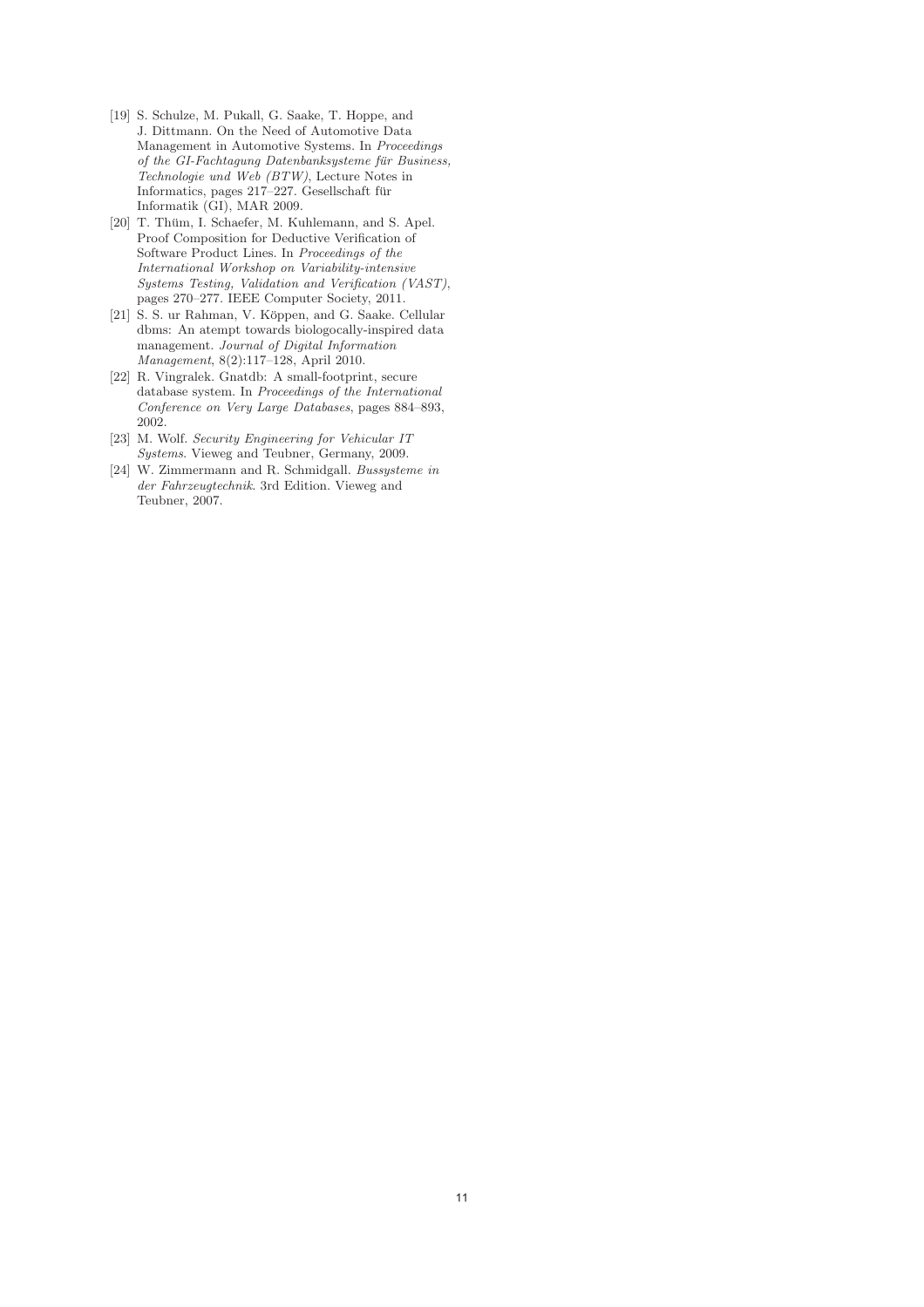[19] S. Schulze, M. Pukall, G. Saake, T. Hoppe, and J. Dittmann. On the Need of Automotive Data Management in Automotive Systems. In *Proceedings of the GI-Fachtagung Datenbanksysteme für Business, Technologie und Web (BTW)*, Lecture Notes in Informatics, pages 217–227. Gesellschaft für Informatik (GI), MAR 2009.

[20] T. Thüm, I. Schaefer, M. Kuhlemann, and S. Apel. Proof Composition for Deductive Verification of Software Product Lines. In *Proceedings of the International Workshop on Variability-intensive Systems Testing, Validation and Verification (VAST)*, pages 270–277. IEEE Computer Society, 2011.

[21] S. S. ur Rahman, V. Köppen, and G. Saake. Cellular dbms: An atempt towards biologocally-inspired data management. *Journal of Digital Information Management*, 8(2):117–128, April 2010.

[22] R. Vingralek. Gnatdb: A small-footprint, secure database system. In *Proceedings of the International Conference on Very Large Databases*, pages 884–893, 2002.

[23] M. Wolf. *Security Engineering for Vehicular IT Systems*. Vieweg and Teubner, Germany, 2009.

[24] W. Zimmermann and R. Schmidgall. *Bussysteme in der Fahrzeugtechnik*. 3rd Edition. Vieweg and Teubner, 2007.